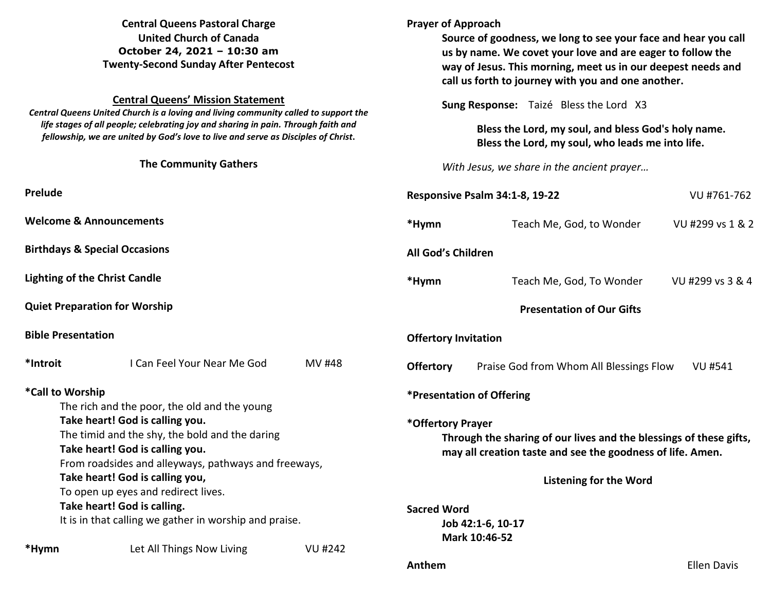**Central Queens Pastoral Charge**
**United Church of Canada**
**October 24, 2021 – 10:30 am**
**Twenty-Second Sunday After Pentecost**

**Central Queens' Mission Statement**

***Central Queens United Church is a loving and living community called to support the life stages of all people; celebrating joy and sharing in pain. Through faith and fellowship, we are united by God's love to live and serve as Disciples of Christ.***

## The Community Gathers

**Prelude**

**Welcome & Announcements**

**Birthdays & Special Occasions**

**Lighting of the Christ Candle**

**Quiet Preparation for Worship**

**Bible Presentation**

**\*Introit** I Can Feel Your Near Me God MV #48

**\*Call to Worship**

The rich and the poor, the old and the young
**Take heart! God is calling you.**
The timid and the shy, the bold and the daring
**Take heart! God is calling you.**
From roadsides and alleyways, pathways and freeways,
**Take heart! God is calling you,**
To open up eyes and redirect lives.
**Take heart! God is calling.**
It is in that calling we gather in worship and praise.

**\*Hymn** Let All Things Now Living VU #242

**Prayer of Approach**

**Source of goodness, we long to see your face and hear you call us by name. We covet your love and are eager to follow the way of Jesus. This morning, meet us in our deepest needs and call us forth to journey with you and one another.**

**Sung Response:** Taizé Bless the Lord X3

**Bless the Lord, my soul, and bless God's holy name.**
**Bless the Lord, my soul, who leads me into life.**

*With Jesus, we share in the ancient prayer…*

**Responsive Psalm 34:1-8, 19-22** VU #761-762

**\*Hymn** Teach Me, God, to Wonder VU #299 vs 1 & 2

**All God's Children**

**\*Hymn** Teach Me, God, To Wonder VU #299 vs 3 & 4

## Presentation of Our Gifts

**Offertory Invitation**

**Offertory** Praise God from Whom All Blessings Flow VU #541

**\*Presentation of Offering**

**\*Offertory Prayer**

**Through the sharing of our lives and the blessings of these gifts, may all creation taste and see the goodness of life. Amen.**

## Listening for the Word

**Sacred Word**

**Job 42:1-6, 10-17**
**Mark 10:46-52**

**Anthem** Ellen Davis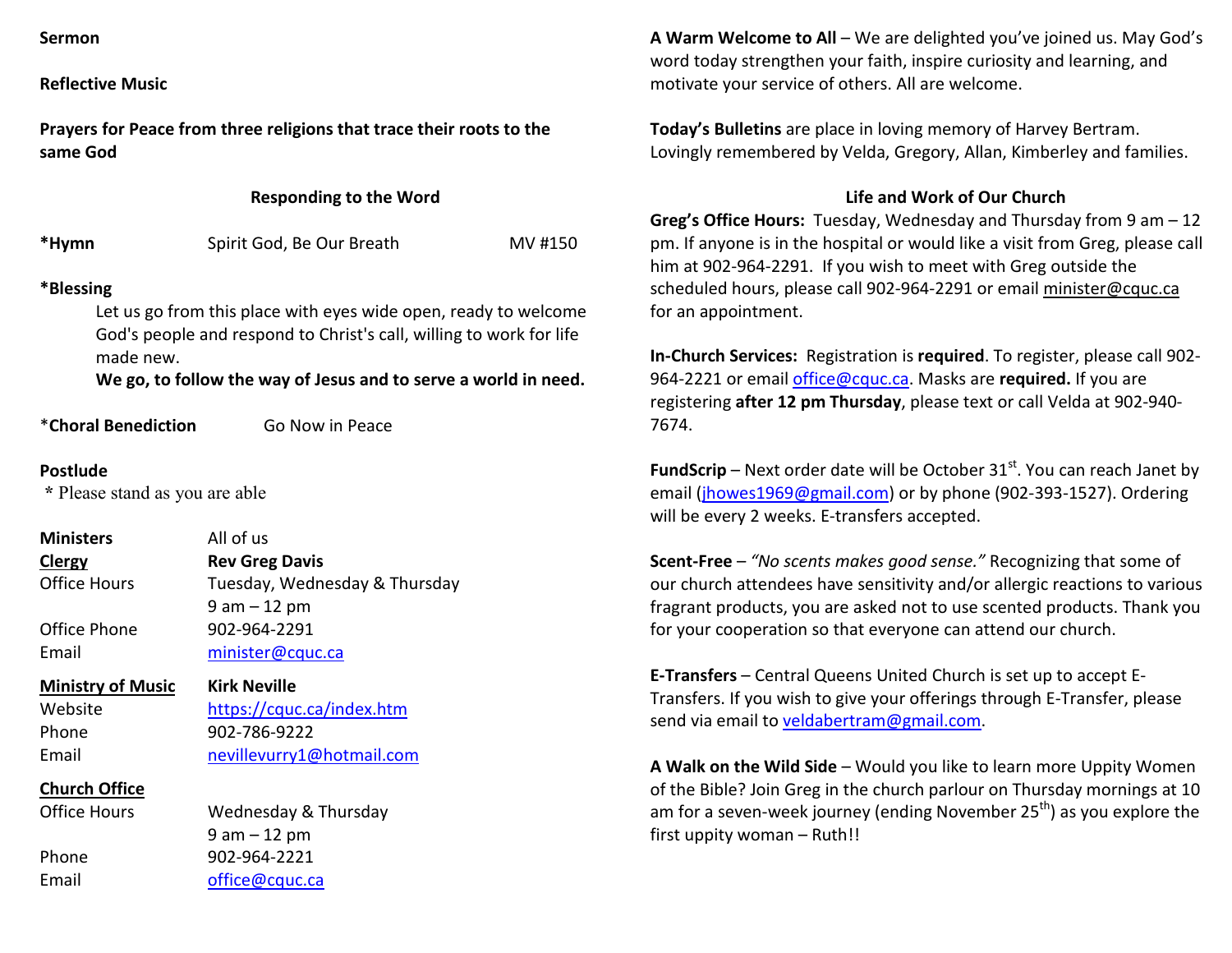**Sermon**

**Reflective Music**

**Prayers for Peace from three religions that trace their roots to the same God**

## Responding to the Word

**\*Hymn** Spirit God, Be Our Breath MV #150

**\*Blessing**

Let us go from this place with eyes wide open, ready to welcome God's people and respond to Christ's call, willing to work for life made new.

**We go, to follow the way of Jesus and to serve a world in need.**

\***Choral Benediction** Go Now in Peace

**Postlude**

\* Please stand as you are able

| | |
|---|---|
| **Ministers** | All of us |
| **Clergy** | **Rev Greg Davis** |
| Office Hours | Tuesday, Wednesday & Thursday 9 am – 12 pm |
| Office Phone | 902-964-2291 |
| Email | minister@cquc.ca |
| **Ministry of Music** | **Kirk Neville** |
| Website | https://cquc.ca/index.htm |
| Phone | 902-786-9222 |
| Email | nevillevurry1@hotmail.com |
| **Church Office** | |
| Office Hours | Wednesday & Thursday 9 am – 12 pm |
| Phone | 902-964-2221 |
| Email | office@cquc.ca |

**A Warm Welcome to All** – We are delighted you've joined us. May God's word today strengthen your faith, inspire curiosity and learning, and motivate your service of others. All are welcome.

**Today's Bulletins** are place in loving memory of Harvey Bertram. Lovingly remembered by Velda, Gregory, Allan, Kimberley and families.

## Life and Work of Our Church

**Greg's Office Hours:** Tuesday, Wednesday and Thursday from 9 am – 12 pm. If anyone is in the hospital or would like a visit from Greg, please call him at 902-964-2291. If you wish to meet with Greg outside the scheduled hours, please call 902-964-2291 or email minister@cquc.ca for an appointment.

**In-Church Services:** Registration is **required**. To register, please call 902-964-2221 or email office@cquc.ca. Masks are **required.** If you are registering **after 12 pm Thursday**, please text or call Velda at 902-940-7674.

**FundScrip** – Next order date will be October 31st. You can reach Janet by email (jhowes1969@gmail.com) or by phone (902-393-1527). Ordering will be every 2 weeks. E-transfers accepted.

**Scent-Free** – *"No scents makes good sense."* Recognizing that some of our church attendees have sensitivity and/or allergic reactions to various fragrant products, you are asked not to use scented products. Thank you for your cooperation so that everyone can attend our church.

**E-Transfers** – Central Queens United Church is set up to accept E-Transfers. If you wish to give your offerings through E-Transfer, please send via email to veldabertram@gmail.com.

**A Walk on the Wild Side** – Would you like to learn more Uppity Women of the Bible? Join Greg in the church parlour on Thursday mornings at 10 am for a seven-week journey (ending November 25th) as you explore the first uppity woman – Ruth!!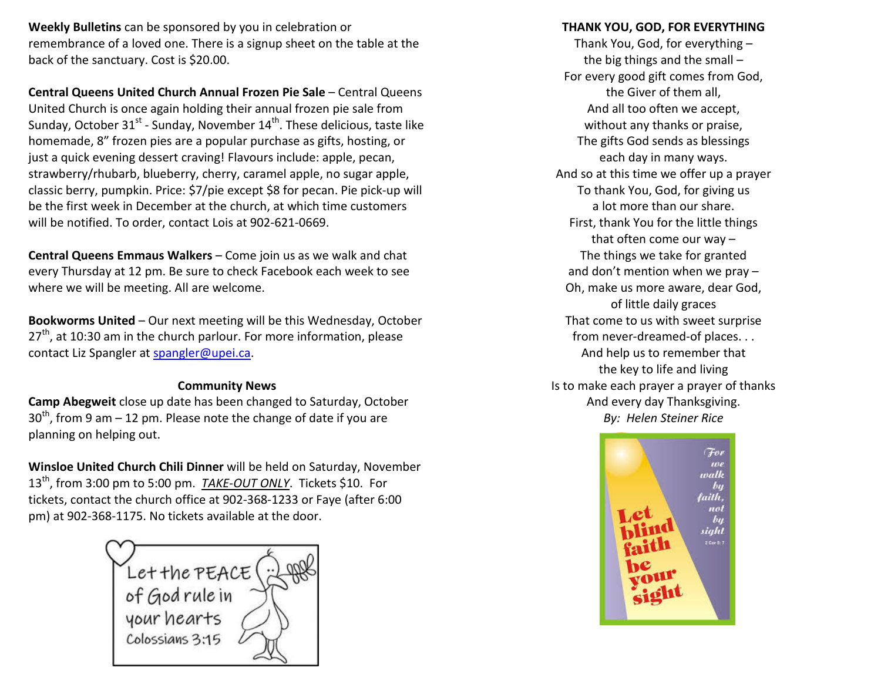**Weekly Bulletins** can be sponsored by you in celebration or remembrance of a loved one. There is a signup sheet on the table at the back of the sanctuary. Cost is $20.00.

**Central Queens United Church Annual Frozen Pie Sale** – Central Queens United Church is once again holding their annual frozen pie sale from Sunday, October 31st - Sunday, November 14th. These delicious, taste like homemade, 8" frozen pies are a popular purchase as gifts, hosting, or just a quick evening dessert craving! Flavours include: apple, pecan, strawberry/rhubarb, blueberry, cherry, caramel apple, no sugar apple, classic berry, pumpkin. Price: $7/pie except $8 for pecan. Pie pick-up will be the first week in December at the church, at which time customers will be notified. To order, contact Lois at 902-621-0669.

**Central Queens Emmaus Walkers** – Come join us as we walk and chat every Thursday at 12 pm. Be sure to check Facebook each week to see where we will be meeting. All are welcome.

**Bookworms United** – Our next meeting will be this Wednesday, October 27th, at 10:30 am in the church parlour. For more information, please contact Liz Spangler at spangler@upei.ca.

**Community News**

**Camp Abegweit** close up date has been changed to Saturday, October 30th, from 9 am – 12 pm. Please note the change of date if you are planning on helping out.

**Winsloe United Church Chili Dinner** will be held on Saturday, November 13th, from 3:00 pm to 5:00 pm. *TAKE-OUT ONLY*. Tickets $10. For tickets, contact the church office at 902-368-1233 or Faye (after 6:00 pm) at 902-368-1175. No tickets available at the door.

Let the PEACE of God rule in your hearts
Colossians 3:15

**THANK YOU, GOD, FOR EVERYTHING**

Thank You, God, for everything –
the big things and the small –
For every good gift comes from God,
the Giver of them all,
And all too often we accept,
without any thanks or praise,
The gifts God sends as blessings
each day in many ways.
And so at this time we offer up a prayer
To thank You, God, for giving us
a lot more than our share.
First, thank You for the little things
that often come our way –
The things we take for granted
and don't mention when we pray –
Oh, make us more aware, dear God,
of little daily graces
That come to us with sweet surprise
from never-dreamed-of places. . .
And help us to remember that
the key to life and living
Is to make each prayer a prayer of thanks
And every day Thanksgiving.

*By: Helen Steiner Rice*

Let blind faith be your sight

For we walk by faith, not by sight
2 Cor 5:7